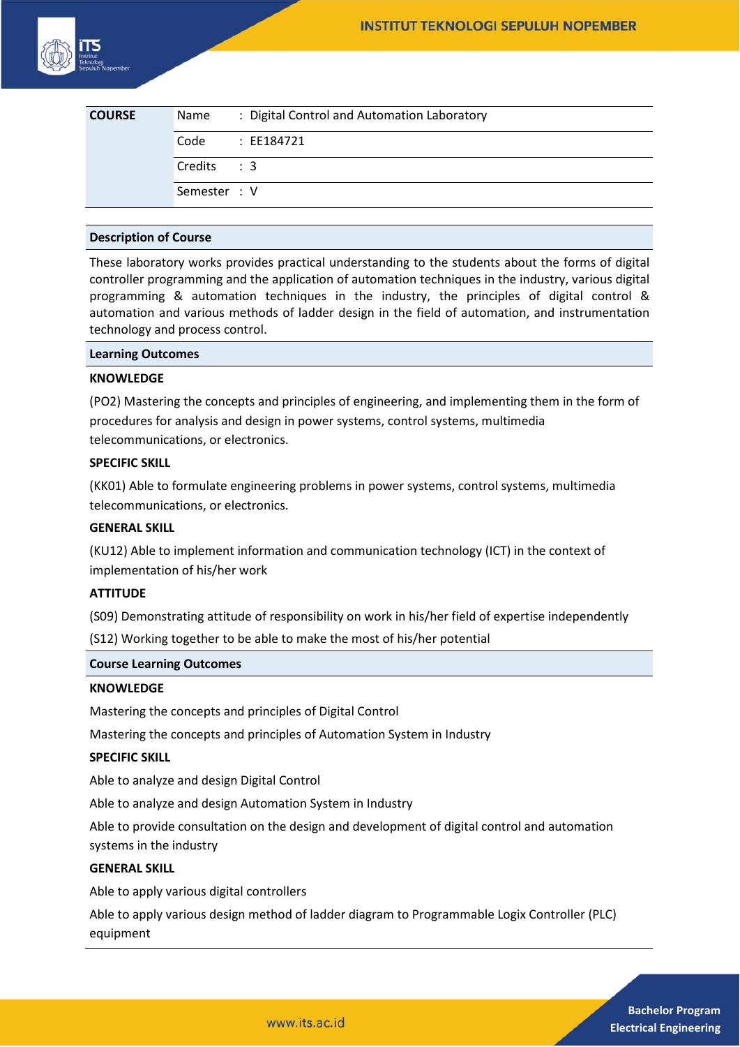| COURSE | | |
|---|---|---|
| | Name | : Digital Control and Automation Laboratory |
| | Code | : EE184721 |
| | Credits | : 3 |
| | Semester | : V |

**Description of Course**

These laboratory works provides practical understanding to the students about the forms of digital controller programming and the application of automation techniques in the industry, various digital programming & automation techniques in the industry, the principles of digital control & automation and various methods of ladder design in the field of automation, and instrumentation technology and process control.

**Learning Outcomes**

**KNOWLEDGE**

(PO2) Mastering the concepts and principles of engineering, and implementing them in the form of procedures for analysis and design in power systems, control systems, multimedia telecommunications, or electronics.

**SPECIFIC SKILL**

(KK01) Able to formulate engineering problems in power systems, control systems, multimedia telecommunications, or electronics.

**GENERAL SKILL**

(KU12) Able to implement information and communication technology (ICT) in the context of implementation of his/her work

**ATTITUDE**

(S09) Demonstrating attitude of responsibility on work in his/her field of expertise independently

(S12) Working together to be able to make the most of his/her potential

**Course Learning Outcomes**

**KNOWLEDGE**

Mastering the concepts and principles of Digital Control

Mastering the concepts and principles of Automation System in Industry

**SPECIFIC SKILL**

Able to analyze and design Digital Control

Able to analyze and design Automation System in Industry

Able to provide consultation on the design and development of digital control and automation systems in the industry

**GENERAL SKILL**

Able to apply various digital controllers

Able to apply various design method of ladder diagram to Programmable Logix Controller (PLC) equipment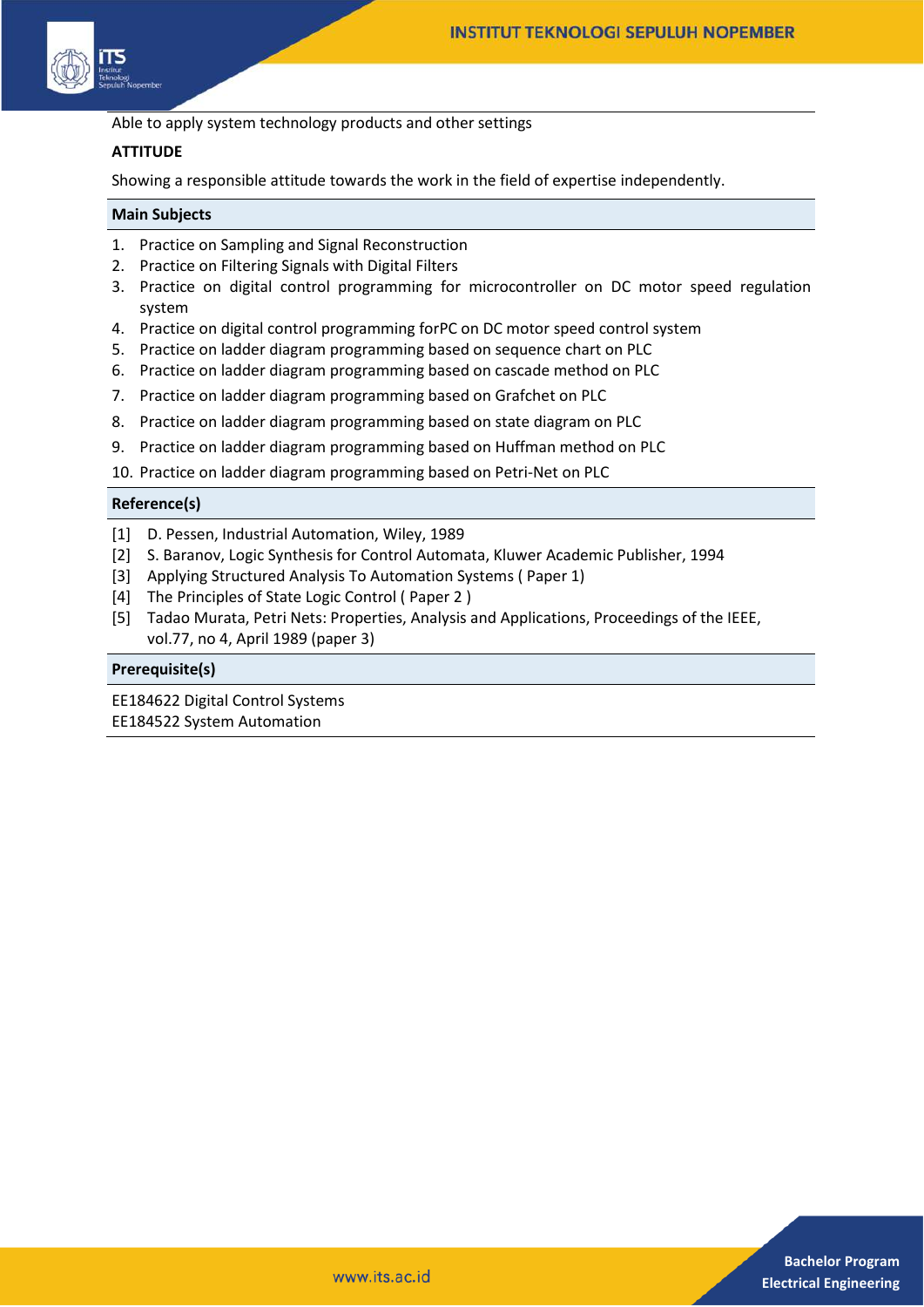Able to apply system technology products and other settings

**ATTITUDE**

Showing a responsible attitude towards the work in the field of expertise independently.

**Main Subjects**

1. Practice on Sampling and Signal Reconstruction
2. Practice on Filtering Signals with Digital Filters
3. Practice on digital control programming for microcontroller on DC motor speed regulation system
4. Practice on digital control programming forPC on DC motor speed control system
5. Practice on ladder diagram programming based on sequence chart on PLC
6. Practice on ladder diagram programming based on cascade method on PLC
7. Practice on ladder diagram programming based on Grafchet on PLC
8. Practice on ladder diagram programming based on state diagram on PLC
9. Practice on ladder diagram programming based on Huffman method on PLC
10. Practice on ladder diagram programming based on Petri-Net on PLC

**Reference(s)**

[1] D. Pessen, Industrial Automation, Wiley, 1989
[2] S. Baranov, Logic Synthesis for Control Automata, Kluwer Academic Publisher, 1994
[3] Applying Structured Analysis To Automation Systems ( Paper 1)
[4] The Principles of State Logic Control ( Paper 2 )
[5] Tadao Murata, Petri Nets: Properties, Analysis and Applications, Proceedings of the IEEE, vol.77, no 4, April 1989 (paper 3)

**Prerequisite(s)**

EE184622 Digital Control Systems
EE184522 System Automation